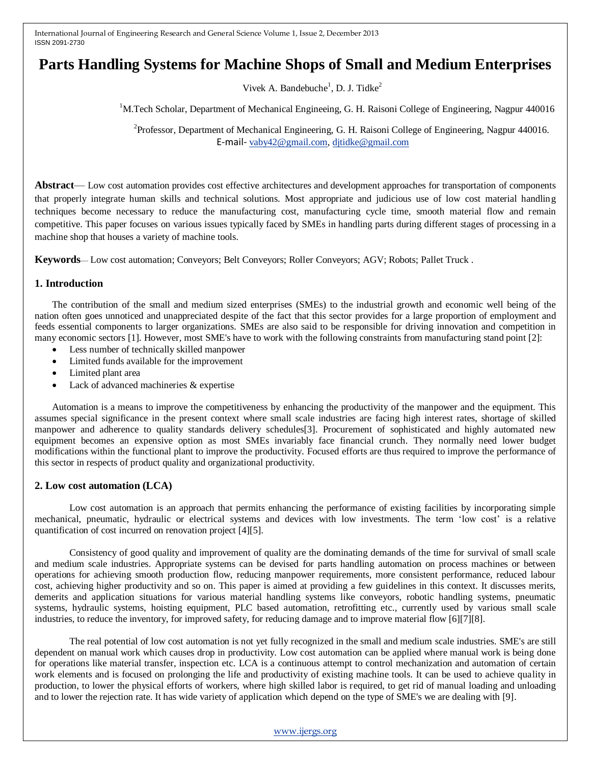# Parts Handling Systems for Machine Shops of Small and Medium Enterprises

Vivek A. Bandebuche[1], D. J. Tidke[2]

[1]M.Tech Scholar, Department of Mechanical Engineeing, G. H. Raisoni College of Engineering, Nagpur 440016

[2]Professor, Department of Mechanical Engineering, G. H. Raisoni College of Engineering, Nagpur 440016.
E-mail- vaby42@gmail.com, djtidke@gmail.com

**Abstract**— Low cost automation provides cost effective architectures and development approaches for transportation of components that properly integrate human skills and technical solutions. Most appropriate and judicious use of low cost material handling techniques become necessary to reduce the manufacturing cost, manufacturing cycle time, smooth material flow and remain competitive. This paper focuses on various issues typically faced by SMEs in handling parts during different stages of processing in a machine shop that houses a variety of machine tools.

**Keywords**— Low cost automation; Conveyors; Belt Conveyors; Roller Conveyors; AGV; Robots; Pallet Truck .

## 1. Introduction

The contribution of the small and medium sized enterprises (SMEs) to the industrial growth and economic well being of the nation often goes unnoticed and unappreciated despite of the fact that this sector provides for a large proportion of employment and feeds essential components to larger organizations. SMEs are also said to be responsible for driving innovation and competition in many economic sectors [1]. However, most SME's have to work with the following constraints from manufacturing stand point [2]:

- Less number of technically skilled manpower
- Limited funds available for the improvement
- Limited plant area
- Lack of advanced machineries & expertise

Automation is a means to improve the competitiveness by enhancing the productivity of the manpower and the equipment. This assumes special significance in the present context where small scale industries are facing high interest rates, shortage of skilled manpower and adherence to quality standards delivery schedules[3]. Procurement of sophisticated and highly automated new equipment becomes an expensive option as most SMEs invariably face financial crunch. They normally need lower budget modifications within the functional plant to improve the productivity. Focused efforts are thus required to improve the performance of this sector in respects of product quality and organizational productivity.

## 2. Low cost automation (LCA)

Low cost automation is an approach that permits enhancing the performance of existing facilities by incorporating simple mechanical, pneumatic, hydraulic or electrical systems and devices with low investments. The term 'low cost' is a relative quantification of cost incurred on renovation project [4][5].

Consistency of good quality and improvement of quality are the dominating demands of the time for survival of small scale and medium scale industries. Appropriate systems can be devised for parts handling automation on process machines or between operations for achieving smooth production flow, reducing manpower requirements, more consistent performance, reduced labour cost, achieving higher productivity and so on. This paper is aimed at providing a few guidelines in this context. It discusses merits, demerits and application situations for various material handling systems like conveyors, robotic handling systems, pneumatic systems, hydraulic systems, hoisting equipment, PLC based automation, retrofitting etc., currently used by various small scale industries, to reduce the inventory, for improved safety, for reducing damage and to improve material flow [6][7][8].

The real potential of low cost automation is not yet fully recognized in the small and medium scale industries. SME's are still dependent on manual work which causes drop in productivity. Low cost automation can be applied where manual work is being done for operations like material transfer, inspection etc. LCA is a continuous attempt to control mechanization and automation of certain work elements and is focused on prolonging the life and productivity of existing machine tools. It can be used to achieve quality in production, to lower the physical efforts of workers, where high skilled labor is required, to get rid of manual loading and unloading and to lower the rejection rate. It has wide variety of application which depend on the type of SME's we are dealing with [9].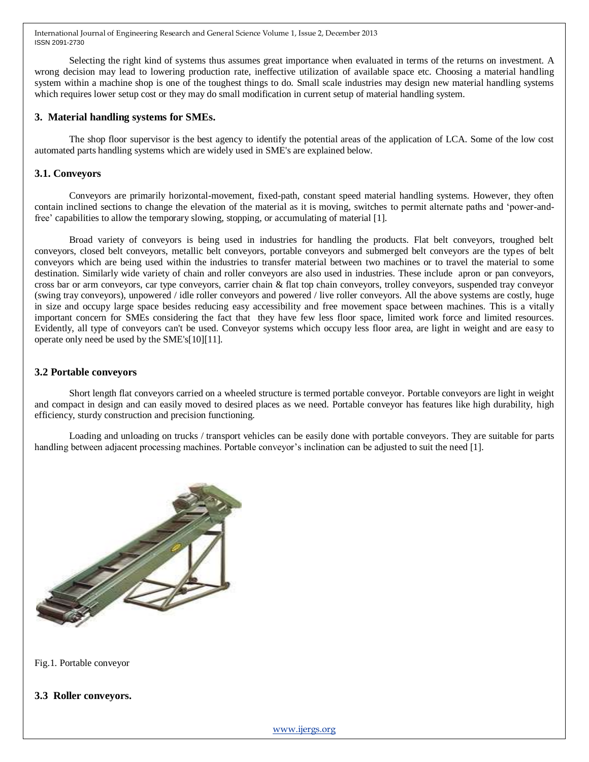Selecting the right kind of systems thus assumes great importance when evaluated in terms of the returns on investment. A wrong decision may lead to lowering production rate, ineffective utilization of available space etc. Choosing a material handling system within a machine shop is one of the toughest things to do. Small scale industries may design new material handling systems which requires lower setup cost or they may do small modification in current setup of material handling system.

## 3. Material handling systems for SMEs.

The shop floor supervisor is the best agency to identify the potential areas of the application of LCA. Some of the low cost automated parts handling systems which are widely used in SME's are explained below.

### 3.1. Conveyors

Conveyors are primarily horizontal-movement, fixed-path, constant speed material handling systems. However, they often contain inclined sections to change the elevation of the material as it is moving, switches to permit alternate paths and 'power-and-free' capabilities to allow the temporary slowing, stopping, or accumulating of material [1].

Broad variety of conveyors is being used in industries for handling the products. Flat belt conveyors, troughed belt conveyors, closed belt conveyors, metallic belt conveyors, portable conveyors and submerged belt conveyors are the types of belt conveyors which are being used within the industries to transfer material between two machines or to travel the material to some destination. Similarly wide variety of chain and roller conveyors are also used in industries. These include apron or pan conveyors, cross bar or arm conveyors, car type conveyors, carrier chain & flat top chain conveyors, trolley conveyors, suspended tray conveyor (swing tray conveyors), unpowered / idle roller conveyors and powered / live roller conveyors. All the above systems are costly, huge in size and occupy large space besides reducing easy accessibility and free movement space between machines. This is a vitally important concern for SMEs considering the fact that they have few less floor space, limited work force and limited resources. Evidently, all type of conveyors can't be used. Conveyor systems which occupy less floor area, are light in weight and are easy to operate only need be used by the SME's[10][11].

### 3.2 Portable conveyors

Short length flat conveyors carried on a wheeled structure is termed portable conveyor. Portable conveyors are light in weight and compact in design and can easily moved to desired places as we need. Portable conveyor has features like high durability, high efficiency, sturdy construction and precision functioning.

Loading and unloading on trucks / transport vehicles can be easily done with portable conveyors. They are suitable for parts handling between adjacent processing machines. Portable conveyor's inclination can be adjusted to suit the need [1].

Fig.1. Portable conveyor

### 3.3 Roller conveyors.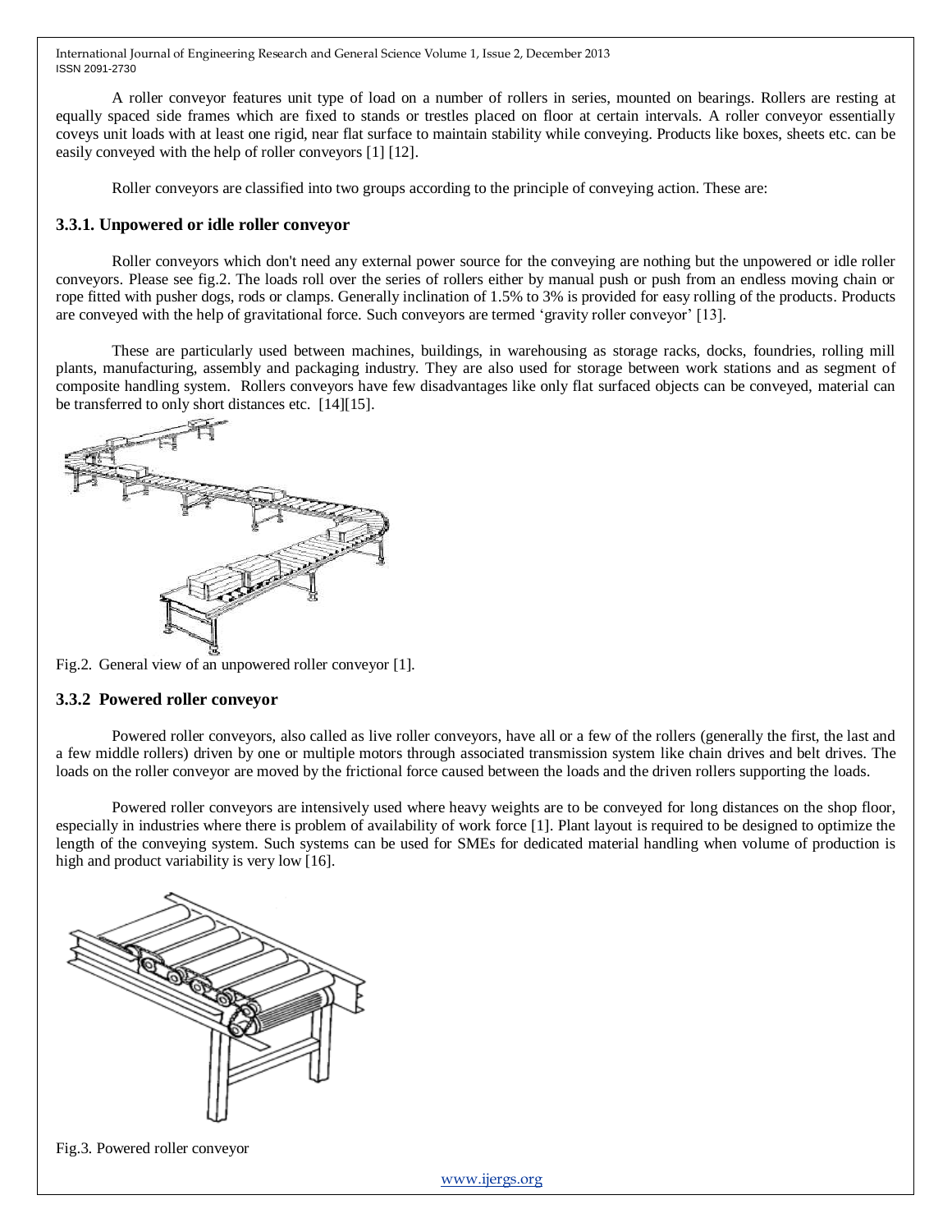A roller conveyor features unit type of load on a number of rollers in series, mounted on bearings. Rollers are resting at equally spaced side frames which are fixed to stands or trestles placed on floor at certain intervals. A roller conveyor essentially coveys unit loads with at least one rigid, near flat surface to maintain stability while conveying. Products like boxes, sheets etc. can be easily conveyed with the help of roller conveyors [1] [12].

Roller conveyors are classified into two groups according to the principle of conveying action. These are:

### 3.3.1. Unpowered or idle roller conveyor

Roller conveyors which don't need any external power source for the conveying are nothing but the unpowered or idle roller conveyors. Please see fig.2. The loads roll over the series of rollers either by manual push or push from an endless moving chain or rope fitted with pusher dogs, rods or clamps. Generally inclination of 1.5% to 3% is provided for easy rolling of the products. Products are conveyed with the help of gravitational force. Such conveyors are termed 'gravity roller conveyor' [13].

These are particularly used between machines, buildings, in warehousing as storage racks, docks, foundries, rolling mill plants, manufacturing, assembly and packaging industry. They are also used for storage between work stations and as segment of composite handling system. Rollers conveyors have few disadvantages like only flat surfaced objects can be conveyed, material can be transferred to only short distances etc. [14][15].

Fig.2. General view of an unpowered roller conveyor [1].

### 3.3.2 Powered roller conveyor

Powered roller conveyors, also called as live roller conveyors, have all or a few of the rollers (generally the first, the last and a few middle rollers) driven by one or multiple motors through associated transmission system like chain drives and belt drives. The loads on the roller conveyor are moved by the frictional force caused between the loads and the driven rollers supporting the loads.

Powered roller conveyors are intensively used where heavy weights are to be conveyed for long distances on the shop floor, especially in industries where there is problem of availability of work force [1]. Plant layout is required to be designed to optimize the length of the conveying system. Such systems can be used for SMEs for dedicated material handling when volume of production is high and product variability is very low [16].

Fig.3. Powered roller conveyor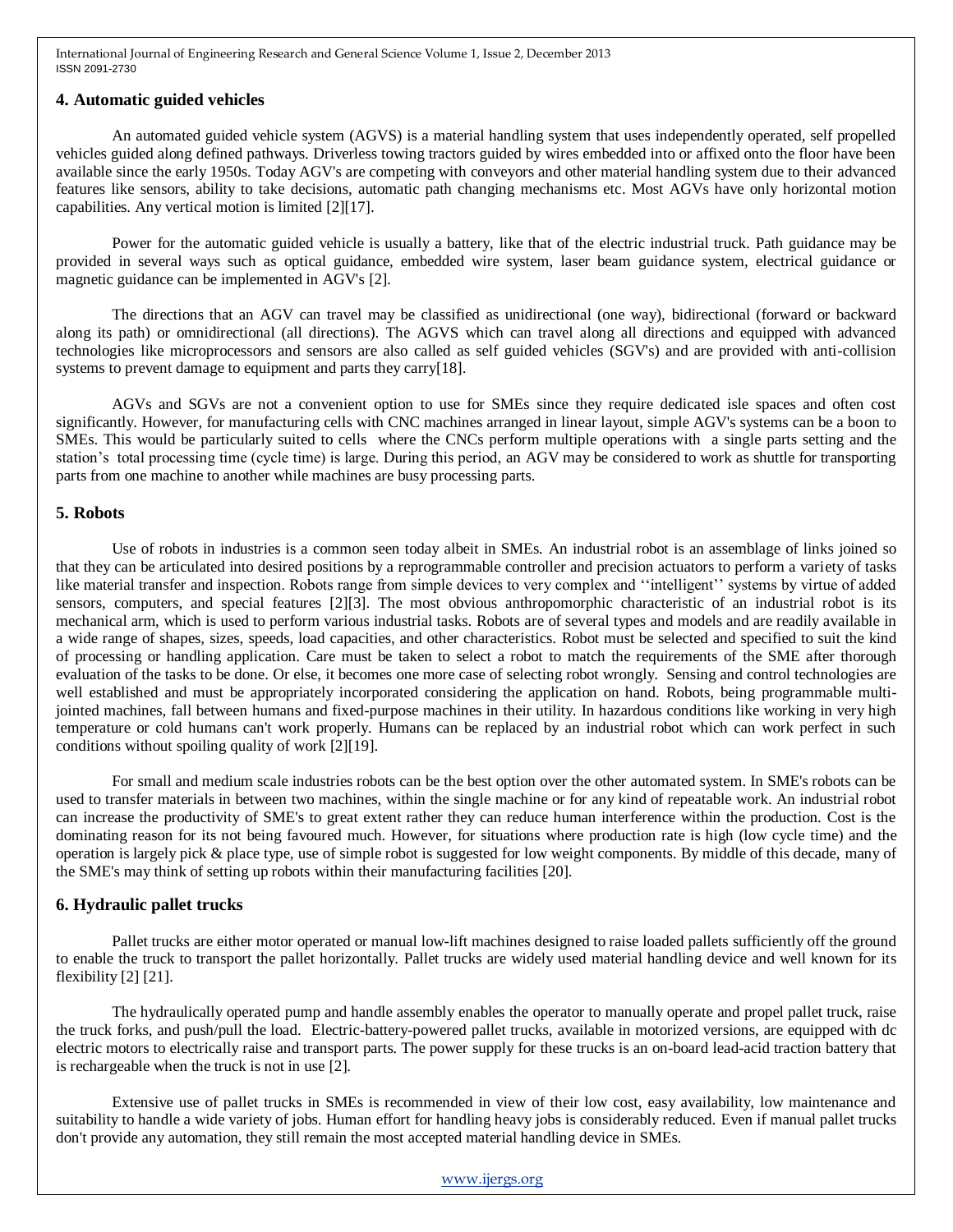## 4. Automatic guided vehicles

An automated guided vehicle system (AGVS) is a material handling system that uses independently operated, self propelled vehicles guided along defined pathways. Driverless towing tractors guided by wires embedded into or affixed onto the floor have been available since the early 1950s. Today AGV's are competing with conveyors and other material handling system due to their advanced features like sensors, ability to take decisions, automatic path changing mechanisms etc. Most AGVs have only horizontal motion capabilities. Any vertical motion is limited [2][17].

Power for the automatic guided vehicle is usually a battery, like that of the electric industrial truck. Path guidance may be provided in several ways such as optical guidance, embedded wire system, laser beam guidance system, electrical guidance or magnetic guidance can be implemented in AGV's [2].

The directions that an AGV can travel may be classified as unidirectional (one way), bidirectional (forward or backward along its path) or omnidirectional (all directions). The AGVS which can travel along all directions and equipped with advanced technologies like microprocessors and sensors are also called as self guided vehicles (SGV's) and are provided with anti-collision systems to prevent damage to equipment and parts they carry[18].

AGVs and SGVs are not a convenient option to use for SMEs since they require dedicated isle spaces and often cost significantly. However, for manufacturing cells with CNC machines arranged in linear layout, simple AGV's systems can be a boon to SMEs. This would be particularly suited to cells where the CNCs perform multiple operations with a single parts setting and the station's total processing time (cycle time) is large. During this period, an AGV may be considered to work as shuttle for transporting parts from one machine to another while machines are busy processing parts.

## 5. Robots

Use of robots in industries is a common seen today albeit in SMEs. An industrial robot is an assemblage of links joined so that they can be articulated into desired positions by a reprogrammable controller and precision actuators to perform a variety of tasks like material transfer and inspection. Robots range from simple devices to very complex and ''intelligent'' systems by virtue of added sensors, computers, and special features [2][3]. The most obvious anthropomorphic characteristic of an industrial robot is its mechanical arm, which is used to perform various industrial tasks. Robots are of several types and models and are readily available in a wide range of shapes, sizes, speeds, load capacities, and other characteristics. Robot must be selected and specified to suit the kind of processing or handling application. Care must be taken to select a robot to match the requirements of the SME after thorough evaluation of the tasks to be done. Or else, it becomes one more case of selecting robot wrongly. Sensing and control technologies are well established and must be appropriately incorporated considering the application on hand. Robots, being programmable multi-jointed machines, fall between humans and fixed-purpose machines in their utility. In hazardous conditions like working in very high temperature or cold humans can't work properly. Humans can be replaced by an industrial robot which can work perfect in such conditions without spoiling quality of work [2][19].

For small and medium scale industries robots can be the best option over the other automated system. In SME's robots can be used to transfer materials in between two machines, within the single machine or for any kind of repeatable work. An industrial robot can increase the productivity of SME's to great extent rather they can reduce human interference within the production. Cost is the dominating reason for its not being favoured much. However, for situations where production rate is high (low cycle time) and the operation is largely pick & place type, use of simple robot is suggested for low weight components. By middle of this decade, many of the SME's may think of setting up robots within their manufacturing facilities [20].

## 6. Hydraulic pallet trucks

Pallet trucks are either motor operated or manual low-lift machines designed to raise loaded pallets sufficiently off the ground to enable the truck to transport the pallet horizontally. Pallet trucks are widely used material handling device and well known for its flexibility [2] [21].

The hydraulically operated pump and handle assembly enables the operator to manually operate and propel pallet truck, raise the truck forks, and push/pull the load. Electric-battery-powered pallet trucks, available in motorized versions, are equipped with dc electric motors to electrically raise and transport parts. The power supply for these trucks is an on-board lead-acid traction battery that is rechargeable when the truck is not in use [2].

Extensive use of pallet trucks in SMEs is recommended in view of their low cost, easy availability, low maintenance and suitability to handle a wide variety of jobs. Human effort for handling heavy jobs is considerably reduced. Even if manual pallet trucks don't provide any automation, they still remain the most accepted material handling device in SMEs.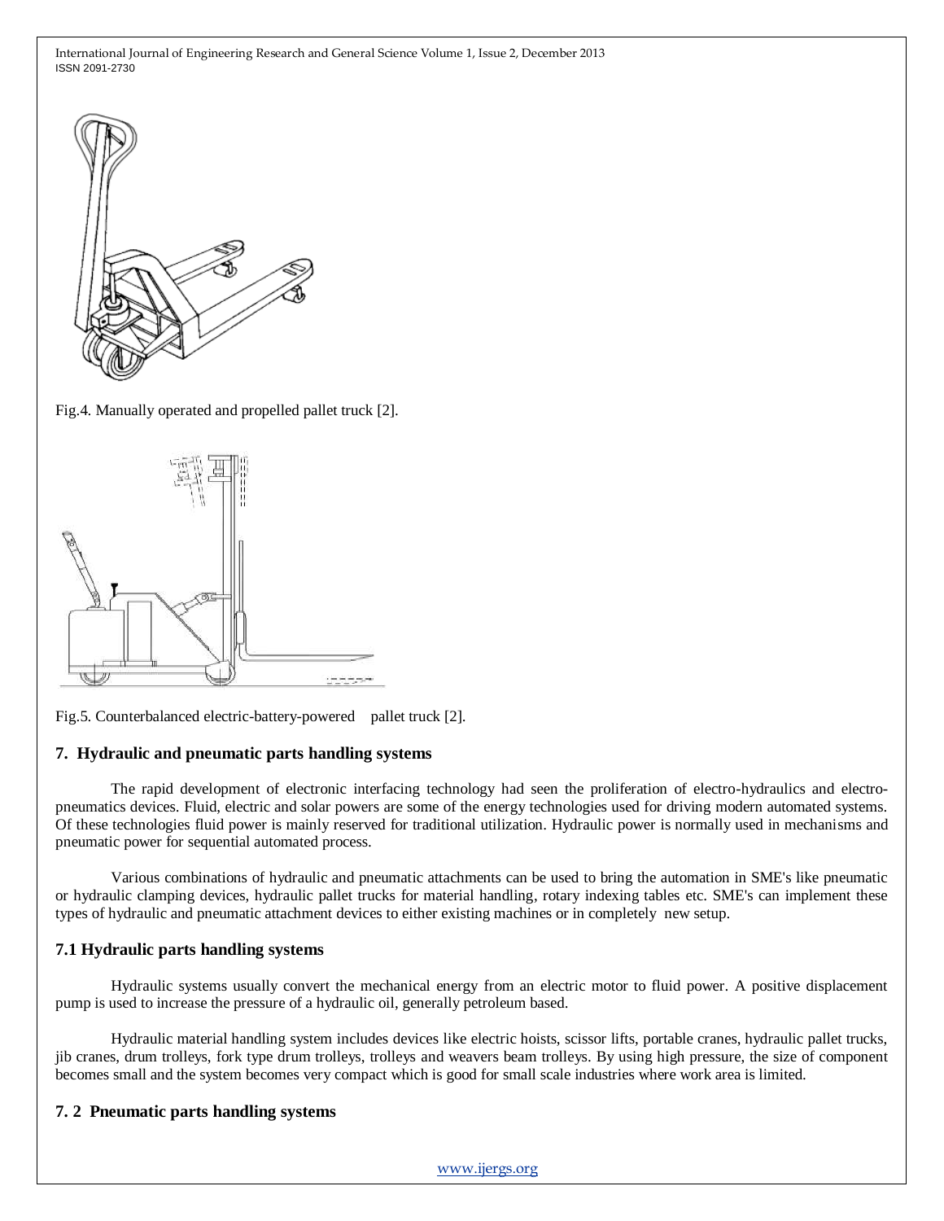Fig.4. Manually operated and propelled pallet truck [2].

Fig.5. Counterbalanced electric-battery-powered pallet truck [2].

## 7. Hydraulic and pneumatic parts handling systems

The rapid development of electronic interfacing technology had seen the proliferation of electro-hydraulics and electro-pneumatics devices. Fluid, electric and solar powers are some of the energy technologies used for driving modern automated systems. Of these technologies fluid power is mainly reserved for traditional utilization. Hydraulic power is normally used in mechanisms and pneumatic power for sequential automated process.

Various combinations of hydraulic and pneumatic attachments can be used to bring the automation in SME's like pneumatic or hydraulic clamping devices, hydraulic pallet trucks for material handling, rotary indexing tables etc. SME's can implement these types of hydraulic and pneumatic attachment devices to either existing machines or in completely new setup.

### 7.1 Hydraulic parts handling systems

Hydraulic systems usually convert the mechanical energy from an electric motor to fluid power. A positive displacement pump is used to increase the pressure of a hydraulic oil, generally petroleum based.

Hydraulic material handling system includes devices like electric hoists, scissor lifts, portable cranes, hydraulic pallet trucks, jib cranes, drum trolleys, fork type drum trolleys, trolleys and weavers beam trolleys. By using high pressure, the size of component becomes small and the system becomes very compact which is good for small scale industries where work area is limited.

### 7. 2 Pneumatic parts handling systems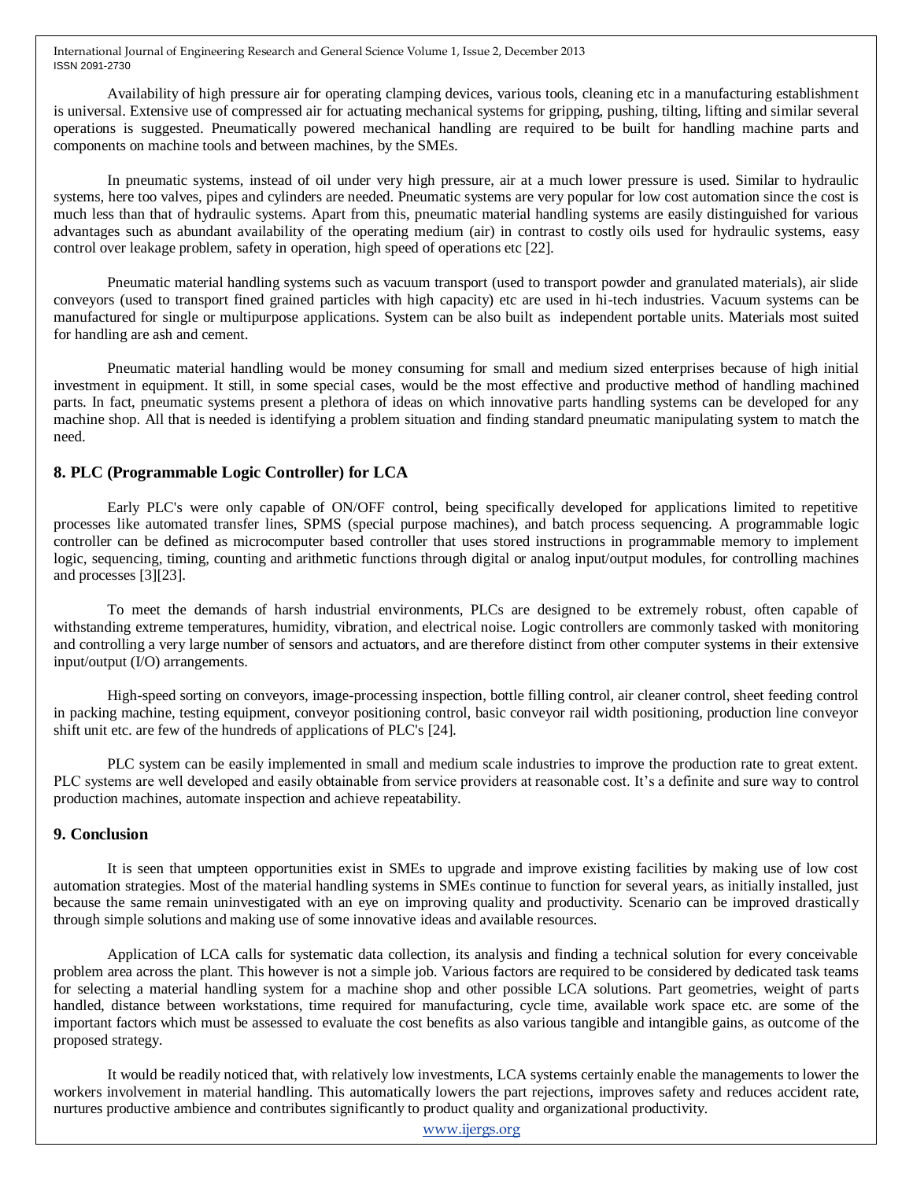Availability of high pressure air for operating clamping devices, various tools, cleaning etc in a manufacturing establishment is universal. Extensive use of compressed air for actuating mechanical systems for gripping, pushing, tilting, lifting and similar several operations is suggested. Pneumatically powered mechanical handling are required to be built for handling machine parts and components on machine tools and between machines, by the SMEs.

In pneumatic systems, instead of oil under very high pressure, air at a much lower pressure is used. Similar to hydraulic systems, here too valves, pipes and cylinders are needed. Pneumatic systems are very popular for low cost automation since the cost is much less than that of hydraulic systems. Apart from this, pneumatic material handling systems are easily distinguished for various advantages such as abundant availability of the operating medium (air) in contrast to costly oils used for hydraulic systems, easy control over leakage problem, safety in operation, high speed of operations etc [22].

Pneumatic material handling systems such as vacuum transport (used to transport powder and granulated materials), air slide conveyors (used to transport fined grained particles with high capacity) etc are used in hi-tech industries. Vacuum systems can be manufactured for single or multipurpose applications. System can be also built as independent portable units. Materials most suited for handling are ash and cement.

Pneumatic material handling would be money consuming for small and medium sized enterprises because of high initial investment in equipment. It still, in some special cases, would be the most effective and productive method of handling machined parts. In fact, pneumatic systems present a plethora of ideas on which innovative parts handling systems can be developed for any machine shop. All that is needed is identifying a problem situation and finding standard pneumatic manipulating system to match the need.

## 8. PLC (Programmable Logic Controller) for LCA

Early PLC's were only capable of ON/OFF control, being specifically developed for applications limited to repetitive processes like automated transfer lines, SPMS (special purpose machines), and batch process sequencing. A programmable logic controller can be defined as microcomputer based controller that uses stored instructions in programmable memory to implement logic, sequencing, timing, counting and arithmetic functions through digital or analog input/output modules, for controlling machines and processes [3][23].

To meet the demands of harsh industrial environments, PLCs are designed to be extremely robust, often capable of withstanding extreme temperatures, humidity, vibration, and electrical noise. Logic controllers are commonly tasked with monitoring and controlling a very large number of sensors and actuators, and are therefore distinct from other computer systems in their extensive input/output (I/O) arrangements.

High-speed sorting on conveyors, image-processing inspection, bottle filling control, air cleaner control, sheet feeding control in packing machine, testing equipment, conveyor positioning control, basic conveyor rail width positioning, production line conveyor shift unit etc. are few of the hundreds of applications of PLC's [24].

PLC system can be easily implemented in small and medium scale industries to improve the production rate to great extent. PLC systems are well developed and easily obtainable from service providers at reasonable cost. It's a definite and sure way to control production machines, automate inspection and achieve repeatability.

## 9. Conclusion

It is seen that umpteen opportunities exist in SMEs to upgrade and improve existing facilities by making use of low cost automation strategies. Most of the material handling systems in SMEs continue to function for several years, as initially installed, just because the same remain uninvestigated with an eye on improving quality and productivity. Scenario can be improved drastically through simple solutions and making use of some innovative ideas and available resources.

Application of LCA calls for systematic data collection, its analysis and finding a technical solution for every conceivable problem area across the plant. This however is not a simple job. Various factors are required to be considered by dedicated task teams for selecting a material handling system for a machine shop and other possible LCA solutions. Part geometries, weight of parts handled, distance between workstations, time required for manufacturing, cycle time, available work space etc. are some of the important factors which must be assessed to evaluate the cost benefits as also various tangible and intangible gains, as outcome of the proposed strategy.

It would be readily noticed that, with relatively low investments, LCA systems certainly enable the managements to lower the workers involvement in material handling. This automatically lowers the part rejections, improves safety and reduces accident rate, nurtures productive ambience and contributes significantly to product quality and organizational productivity.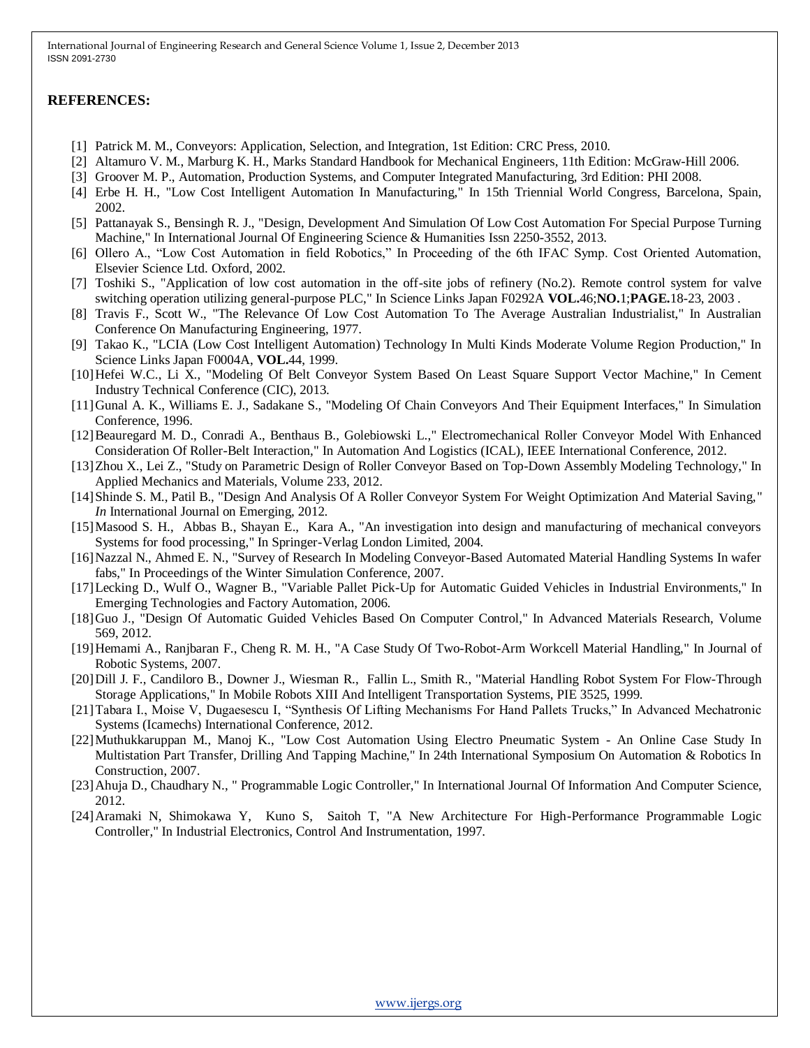## REFERENCES:

[1] Patrick M. M., Conveyors: Application, Selection, and Integration, 1st Edition: CRC Press, 2010.

[2] Altamuro V. M., Marburg K. H., Marks Standard Handbook for Mechanical Engineers, 11th Edition: McGraw-Hill 2006.

[3] Groover M. P., Automation, Production Systems, and Computer Integrated Manufacturing, 3rd Edition: PHI 2008.

[4] Erbe H. H., "Low Cost Intelligent Automation In Manufacturing," In 15th Triennial World Congress, Barcelona, Spain, 2002.

[5] Pattanayak S., Bensingh R. J., "Design, Development And Simulation Of Low Cost Automation For Special Purpose Turning Machine," In International Journal Of Engineering Science & Humanities Issn 2250-3552, 2013.

[6] Ollero A., "Low Cost Automation in field Robotics," In Proceeding of the 6th IFAC Symp. Cost Oriented Automation, Elsevier Science Ltd. Oxford, 2002.

[7] Toshiki S., "Application of low cost automation in the off-site jobs of refinery (No.2). Remote control system for valve switching operation utilizing general-purpose PLC," In Science Links Japan F0292A **VOL.**46;**NO.**1;**PAGE.**18-23, 2003 .

[8] Travis F., Scott W., "The Relevance Of Low Cost Automation To The Average Australian Industrialist," In Australian Conference On Manufacturing Engineering, 1977.

[9] Takao K., "LCIA (Low Cost Intelligent Automation) Technology In Multi Kinds Moderate Volume Region Production," In Science Links Japan F0004A, **VOL.**44, 1999.

[10] Hefei W.C., Li X., "Modeling Of Belt Conveyor System Based On Least Square Support Vector Machine," In Cement Industry Technical Conference (CIC), 2013.

[11] Gunal A. K., Williams E. J., Sadakane S., "Modeling Of Chain Conveyors And Their Equipment Interfaces," In Simulation Conference, 1996.

[12] Beauregard M. D., Conradi A., Benthaus B., Golebiowski L.," Electromechanical Roller Conveyor Model With Enhanced Consideration Of Roller-Belt Interaction," In Automation And Logistics (ICAL), IEEE International Conference, 2012.

[13] Zhou X., Lei Z., "Study on Parametric Design of Roller Conveyor Based on Top-Down Assembly Modeling Technology," In Applied Mechanics and Materials, Volume 233, 2012.

[14] Shinde S. M., Patil B., "Design And Analysis Of A Roller Conveyor System For Weight Optimization And Material Saving," *In* International Journal on Emerging, 2012.

[15] Masood S. H., Abbas B., Shayan E., Kara A., "An investigation into design and manufacturing of mechanical conveyors Systems for food processing," In Springer-Verlag London Limited, 2004.

[16] Nazzal N., Ahmed E. N., "Survey of Research In Modeling Conveyor-Based Automated Material Handling Systems In wafer fabs," In Proceedings of the Winter Simulation Conference, 2007.

[17] Lecking D., Wulf O., Wagner B., "Variable Pallet Pick-Up for Automatic Guided Vehicles in Industrial Environments," In Emerging Technologies and Factory Automation, 2006.

[18] Guo J., "Design Of Automatic Guided Vehicles Based On Computer Control," In Advanced Materials Research, Volume 569, 2012.

[19] Hemami A., Ranjbaran F., Cheng R. M. H., "A Case Study Of Two-Robot-Arm Workcell Material Handling," In Journal of Robotic Systems, 2007.

[20] Dill J. F., Candiloro B., Downer J., Wiesman R., Fallin L., Smith R., "Material Handling Robot System For Flow-Through Storage Applications," In Mobile Robots XIII And Intelligent Transportation Systems, PIE 3525, 1999.

[21] Tabara I., Moise V, Dugaesescu I, "Synthesis Of Lifting Mechanisms For Hand Pallets Trucks," In Advanced Mechatronic Systems (Icamechs) International Conference, 2012.

[22] Muthukkaruppan M., Manoj K., "Low Cost Automation Using Electro Pneumatic System - An Online Case Study In Multistation Part Transfer, Drilling And Tapping Machine," In 24th International Symposium On Automation & Robotics In Construction, 2007.

[23] Ahuja D., Chaudhary N., " Programmable Logic Controller," In International Journal Of Information And Computer Science, 2012.

[24] Aramaki N, Shimokawa Y, Kuno S, Saitoh T, "A New Architecture For High-Performance Programmable Logic Controller," In Industrial Electronics, Control And Instrumentation, 1997.